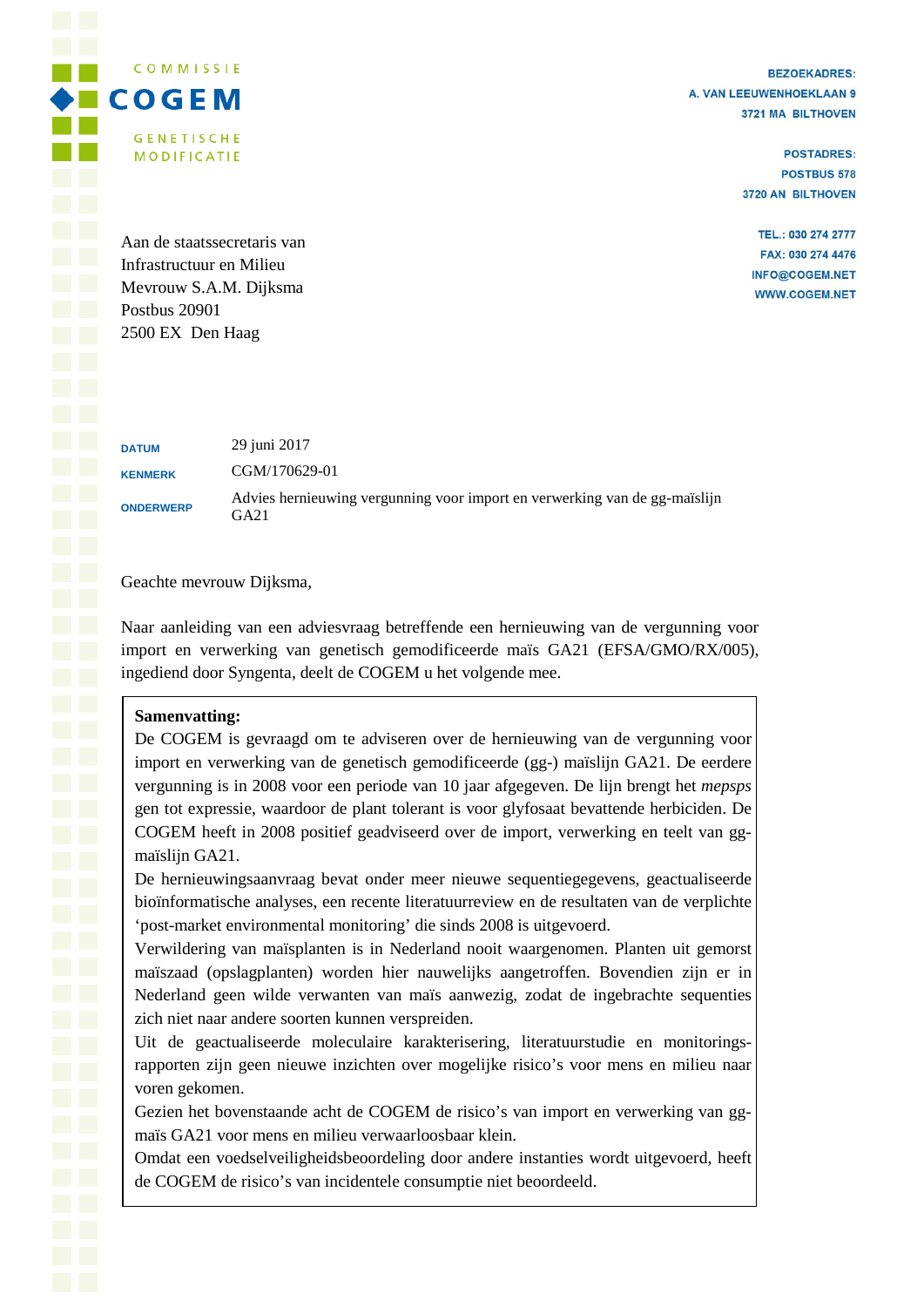COMMISSIE
**COGEM**
GENETISCHE MODIFICATIE

**BEZOEKADRES:**
A. VAN LEEUWENHOEKLAAN 9
3721 MA BILTHOVEN

**POSTADRES:**
POSTBUS 578
3720 AN BILTHOVEN

TEL.: 030 274 2777
FAX: 030 274 4476
INFO@COGEM.NET
WWW.COGEM.NET

Aan de staatssecretaris van
Infrastructuur en Milieu
Mevrouw S.A.M. Dijksma
Postbus 20901
2500 EX Den Haag

| | |
|---|---|
| **DATUM** | 29 juni 2017 |
| **KENMERK** | CGM/170629-01 |
| **ONDERWERP** | Advies hernieuwing vergunning voor import en verwerking van de gg-maïslijn GA21 |

Geachte mevrouw Dijksma,

Naar aanleiding van een adviesvraag betreffende een hernieuwing van de vergunning voor import en verwerking van genetisch gemodificeerde maïs GA21 (EFSA/GMO/RX/005), ingediend door Syngenta, deelt de COGEM u het volgende mee.

**Samenvatting:**
De COGEM is gevraagd om te adviseren over de hernieuwing van de vergunning voor import en verwerking van de genetisch gemodificeerde (gg-) maïslijn GA21. De eerdere vergunning is in 2008 voor een periode van 10 jaar afgegeven. De lijn brengt het *mepsps* gen tot expressie, waardoor de plant tolerant is voor glyfosaat bevattende herbiciden. De COGEM heeft in 2008 positief geadviseerd over de import, verwerking en teelt van gg-maïslijn GA21.
De hernieuwingsaanvraag bevat onder meer nieuwe sequentiegegevens, geactualiseerde bioïnformatische analyses, een recente literatuurreview en de resultaten van de verplichte 'post-market environmental monitoring' die sinds 2008 is uitgevoerd.
Verwildering van maïsplanten is in Nederland nooit waargenomen. Planten uit gemorst maïszaad (opslagplanten) worden hier nauwelijks aangetroffen. Bovendien zijn er in Nederland geen wilde verwanten van maïs aanwezig, zodat de ingebrachte sequenties zich niet naar andere soorten kunnen verspreiden.
Uit de geactualiseerde moleculaire karakterisering, literatuurstudie en monitorings-rapporten zijn geen nieuwe inzichten over mogelijke risico's voor mens en milieu naar voren gekomen.
Gezien het bovenstaande acht de COGEM de risico's van import en verwerking van gg-maïs GA21 voor mens en milieu verwaarloosbaar klein.
Omdat een voedselveiligheidsbeoordeling door andere instanties wordt uitgevoerd, heeft de COGEM de risico's van incidentele consumptie niet beoordeeld.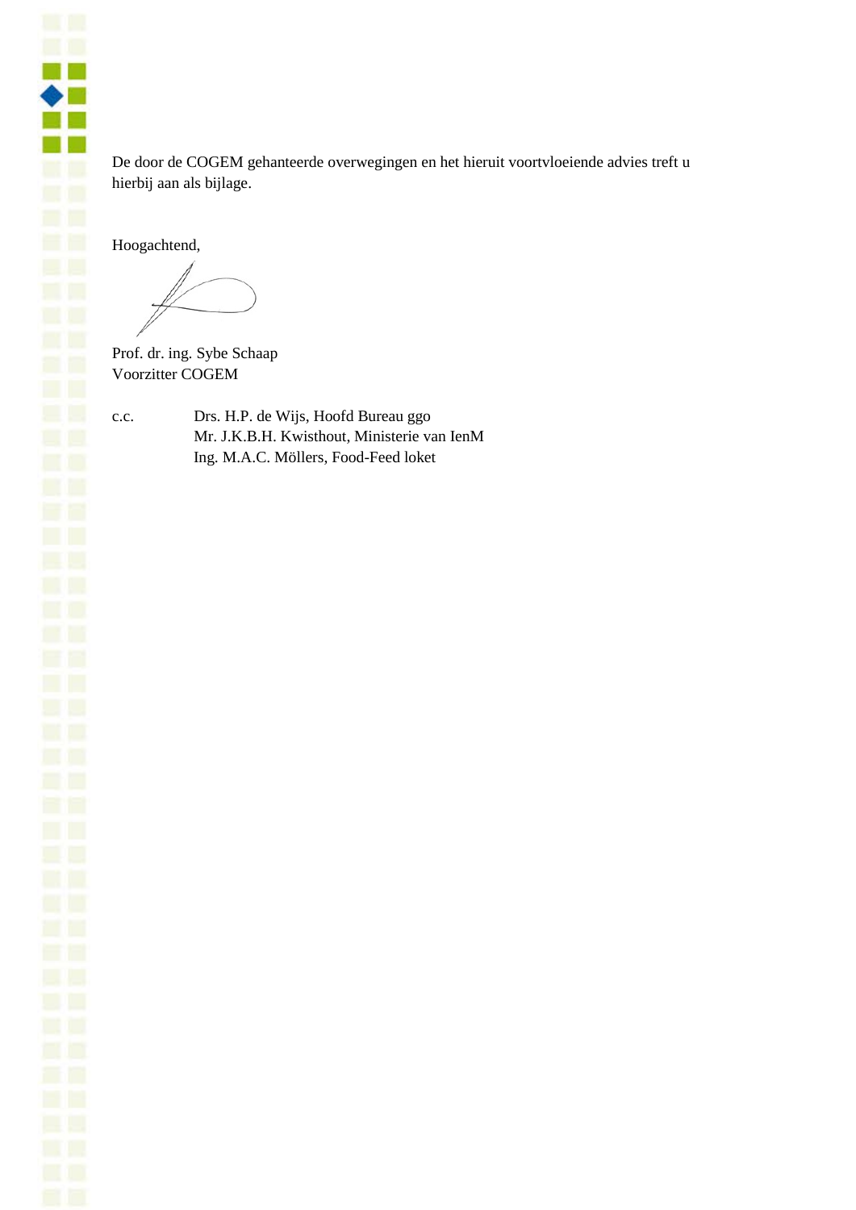De door de COGEM gehanteerde overwegingen en het hieruit voortvloeiende advies treft u hierbij aan als bijlage.

Hoogachtend,

Prof. dr. ing. Sybe Schaap
Voorzitter COGEM

c.c. Drs. H.P. de Wijs, Hoofd Bureau ggo
Mr. J.K.B.H. Kwisthout, Ministerie van IenM
Ing. M.A.C. Möllers, Food-Feed loket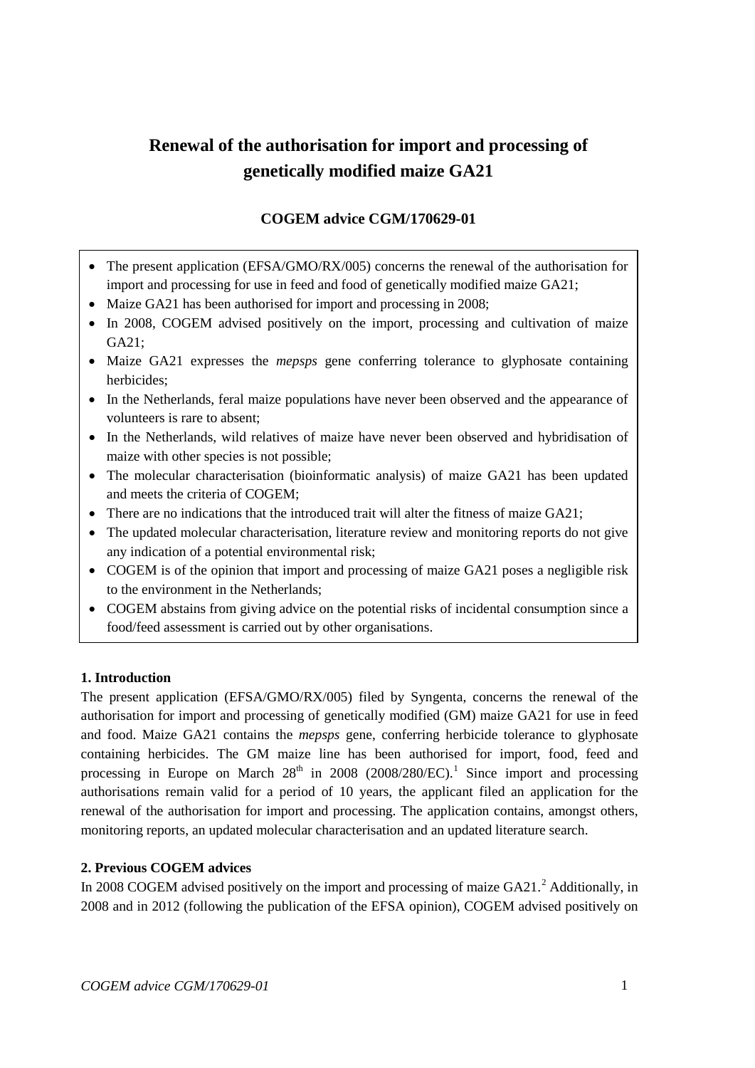# Renewal of the authorisation for import and processing of genetically modified maize GA21

**COGEM advice CGM/170629-01**

- The present application (EFSA/GMO/RX/005) concerns the renewal of the authorisation for import and processing for use in feed and food of genetically modified maize GA21;
- Maize GA21 has been authorised for import and processing in 2008;
- In 2008, COGEM advised positively on the import, processing and cultivation of maize GA21;
- Maize GA21 expresses the *mepsps* gene conferring tolerance to glyphosate containing herbicides;
- In the Netherlands, feral maize populations have never been observed and the appearance of volunteers is rare to absent;
- In the Netherlands, wild relatives of maize have never been observed and hybridisation of maize with other species is not possible;
- The molecular characterisation (bioinformatic analysis) of maize GA21 has been updated and meets the criteria of COGEM;
- There are no indications that the introduced trait will alter the fitness of maize GA21;
- The updated molecular characterisation, literature review and monitoring reports do not give any indication of a potential environmental risk;
- COGEM is of the opinion that import and processing of maize GA21 poses a negligible risk to the environment in the Netherlands;
- COGEM abstains from giving advice on the potential risks of incidental consumption since a food/feed assessment is carried out by other organisations.

### 1. Introduction

The present application (EFSA/GMO/RX/005) filed by Syngenta, concerns the renewal of the authorisation for import and processing of genetically modified (GM) maize GA21 for use in feed and food. Maize GA21 contains the *mepsps* gene, conferring herbicide tolerance to glyphosate containing herbicides. The GM maize line has been authorised for import, food, feed and processing in Europe on March 28th in 2008 (2008/280/EC).[1] Since import and processing authorisations remain valid for a period of 10 years, the applicant filed an application for the renewal of the authorisation for import and processing. The application contains, amongst others, monitoring reports, an updated molecular characterisation and an updated literature search.

### 2. Previous COGEM advices

In 2008 COGEM advised positively on the import and processing of maize GA21.[2] Additionally, in 2008 and in 2012 (following the publication of the EFSA opinion), COGEM advised positively on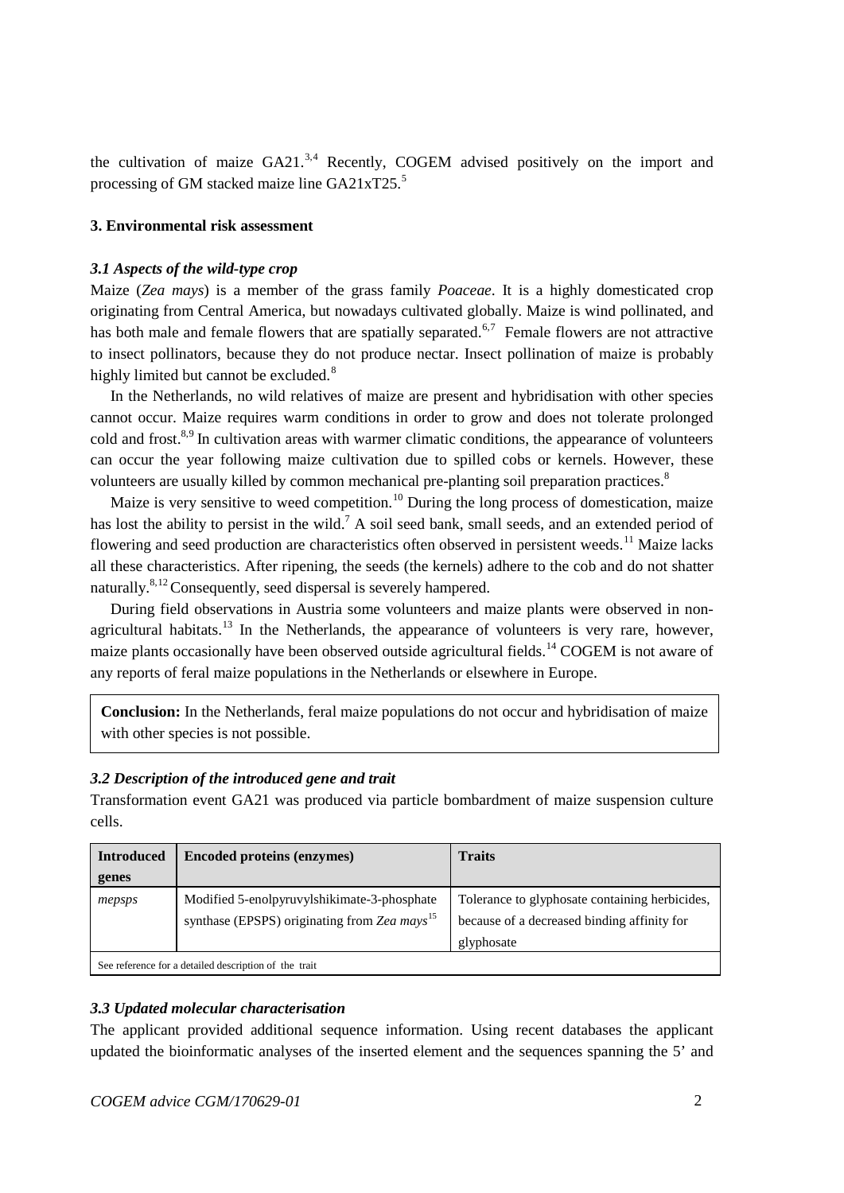the cultivation of maize GA21.[3,4] Recently, COGEM advised positively on the import and processing of GM stacked maize line GA21xT25.[5]

### 3. Environmental risk assessment

#### *3.1 Aspects of the wild-type crop*

Maize (*Zea mays*) is a member of the grass family *Poaceae*. It is a highly domesticated crop originating from Central America, but nowadays cultivated globally. Maize is wind pollinated, and has both male and female flowers that are spatially separated.[6,7] Female flowers are not attractive to insect pollinators, because they do not produce nectar. Insect pollination of maize is probably highly limited but cannot be excluded.[8]

In the Netherlands, no wild relatives of maize are present and hybridisation with other species cannot occur. Maize requires warm conditions in order to grow and does not tolerate prolonged cold and frost.[8,9] In cultivation areas with warmer climatic conditions, the appearance of volunteers can occur the year following maize cultivation due to spilled cobs or kernels. However, these volunteers are usually killed by common mechanical pre-planting soil preparation practices.[8]

Maize is very sensitive to weed competition.[10] During the long process of domestication, maize has lost the ability to persist in the wild.[7] A soil seed bank, small seeds, and an extended period of flowering and seed production are characteristics often observed in persistent weeds.[11] Maize lacks all these characteristics. After ripening, the seeds (the kernels) adhere to the cob and do not shatter naturally.[8,12] Consequently, seed dispersal is severely hampered.

During field observations in Austria some volunteers and maize plants were observed in non-agricultural habitats.[13] In the Netherlands, the appearance of volunteers is very rare, however, maize plants occasionally have been observed outside agricultural fields.[14] COGEM is not aware of any reports of feral maize populations in the Netherlands or elsewhere in Europe.

**Conclusion:** In the Netherlands, feral maize populations do not occur and hybridisation of maize with other species is not possible.

#### *3.2 Description of the introduced gene and trait*

Transformation event GA21 was produced via particle bombardment of maize suspension culture cells.

| Introduced genes | Encoded proteins (enzymes) | Traits |
|---|---|---|
| *mepsps* | Modified 5-enolpyruvylshikimate-3-phosphate synthase (EPSPS) originating from *Zea mays*[15] | Tolerance to glyphosate containing herbicides, because of a decreased binding affinity for glyphosate |
| See reference for a detailed description of the trait | | |

#### *3.3 Updated molecular characterisation*

The applicant provided additional sequence information. Using recent databases the applicant updated the bioinformatic analyses of the inserted element and the sequences spanning the 5' and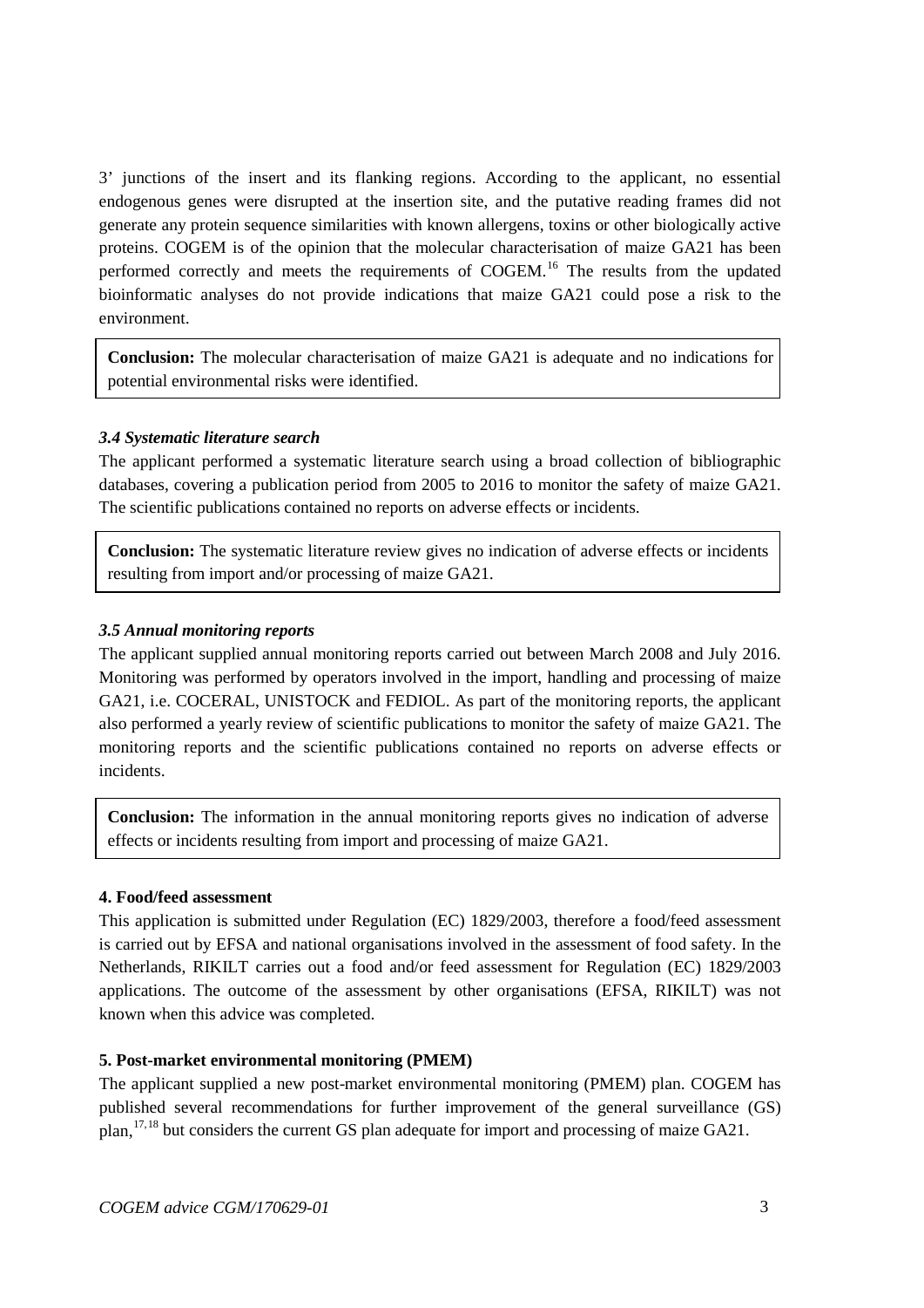3' junctions of the insert and its flanking regions. According to the applicant, no essential endogenous genes were disrupted at the insertion site, and the putative reading frames did not generate any protein sequence similarities with known allergens, toxins or other biologically active proteins. COGEM is of the opinion that the molecular characterisation of maize GA21 has been performed correctly and meets the requirements of COGEM.[16] The results from the updated bioinformatic analyses do not provide indications that maize GA21 could pose a risk to the environment.

> **Conclusion:** The molecular characterisation of maize GA21 is adequate and no indications for potential environmental risks were identified.

### *3.4 Systematic literature search*

The applicant performed a systematic literature search using a broad collection of bibliographic databases, covering a publication period from 2005 to 2016 to monitor the safety of maize GA21. The scientific publications contained no reports on adverse effects or incidents.

> **Conclusion:** The systematic literature review gives no indication of adverse effects or incidents resulting from import and/or processing of maize GA21.

### *3.5 Annual monitoring reports*

The applicant supplied annual monitoring reports carried out between March 2008 and July 2016. Monitoring was performed by operators involved in the import, handling and processing of maize GA21, i.e. COCERAL, UNISTOCK and FEDIOL. As part of the monitoring reports, the applicant also performed a yearly review of scientific publications to monitor the safety of maize GA21. The monitoring reports and the scientific publications contained no reports on adverse effects or incidents.

> **Conclusion:** The information in the annual monitoring reports gives no indication of adverse effects or incidents resulting from import and processing of maize GA21.

## 4. Food/feed assessment

This application is submitted under Regulation (EC) 1829/2003, therefore a food/feed assessment is carried out by EFSA and national organisations involved in the assessment of food safety. In the Netherlands, RIKILT carries out a food and/or feed assessment for Regulation (EC) 1829/2003 applications. The outcome of the assessment by other organisations (EFSA, RIKILT) was not known when this advice was completed.

## 5. Post-market environmental monitoring (PMEM)

The applicant supplied a new post-market environmental monitoring (PMEM) plan. COGEM has published several recommendations for further improvement of the general surveillance (GS) plan,[17,18] but considers the current GS plan adequate for import and processing of maize GA21.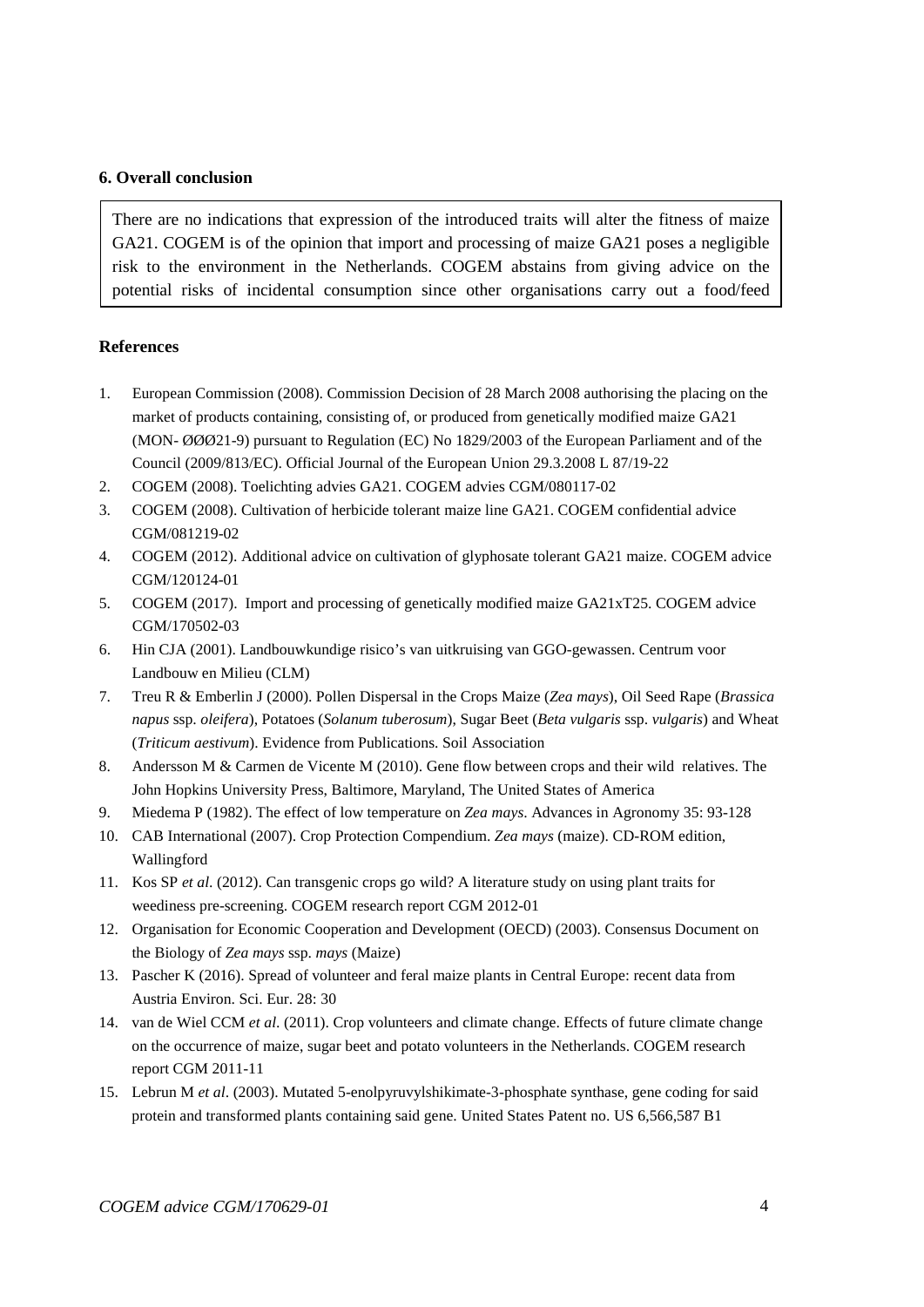## 6. Overall conclusion

There are no indications that expression of the introduced traits will alter the fitness of maize GA21. COGEM is of the opinion that import and processing of maize GA21 poses a negligible risk to the environment in the Netherlands. COGEM abstains from giving advice on the potential risks of incidental consumption since other organisations carry out a food/feed

## References

1. European Commission (2008). Commission Decision of 28 March 2008 authorising the placing on the market of products containing, consisting of, or produced from genetically modified maize GA21 (MON- ØØØ21-9) pursuant to Regulation (EC) No 1829/2003 of the European Parliament and of the Council (2009/813/EC). Official Journal of the European Union 29.3.2008 L 87/19-22
2. COGEM (2008). Toelichting advies GA21. COGEM advies CGM/080117-02
3. COGEM (2008). Cultivation of herbicide tolerant maize line GA21. COGEM confidential advice CGM/081219-02
4. COGEM (2012). Additional advice on cultivation of glyphosate tolerant GA21 maize. COGEM advice CGM/120124-01
5. COGEM (2017). Import and processing of genetically modified maize GA21xT25. COGEM advice CGM/170502-03
6. Hin CJA (2001). Landbouwkundige risico's van uitkruising van GGO-gewassen. Centrum voor Landbouw en Milieu (CLM)
7. Treu R & Emberlin J (2000). Pollen Dispersal in the Crops Maize (*Zea mays*), Oil Seed Rape (*Brassica napus* ssp. *oleifera*), Potatoes (*Solanum tuberosum*), Sugar Beet (*Beta vulgaris* ssp. *vulgaris*) and Wheat (*Triticum aestivum*). Evidence from Publications. Soil Association
8. Andersson M & Carmen de Vicente M (2010). Gene flow between crops and their wild relatives. The John Hopkins University Press, Baltimore, Maryland, The United States of America
9. Miedema P (1982). The effect of low temperature on *Zea mays.* Advances in Agronomy 35: 93-128
10. CAB International (2007). Crop Protection Compendium. *Zea mays* (maize). CD-ROM edition, Wallingford
11. Kos SP *et al.* (2012). Can transgenic crops go wild? A literature study on using plant traits for weediness pre-screening. COGEM research report CGM 2012-01
12. Organisation for Economic Cooperation and Development (OECD) (2003). Consensus Document on the Biology of *Zea mays* ssp. *mays* (Maize)
13. Pascher K (2016). Spread of volunteer and feral maize plants in Central Europe: recent data from Austria Environ. Sci. Eur. 28: 30
14. van de Wiel CCM *et al.* (2011). Crop volunteers and climate change. Effects of future climate change on the occurrence of maize, sugar beet and potato volunteers in the Netherlands. COGEM research report CGM 2011-11
15. Lebrun M *et al*. (2003). Mutated 5-enolpyruvylshikimate-3-phosphate synthase, gene coding for said protein and transformed plants containing said gene. United States Patent no. US 6,566,587 B1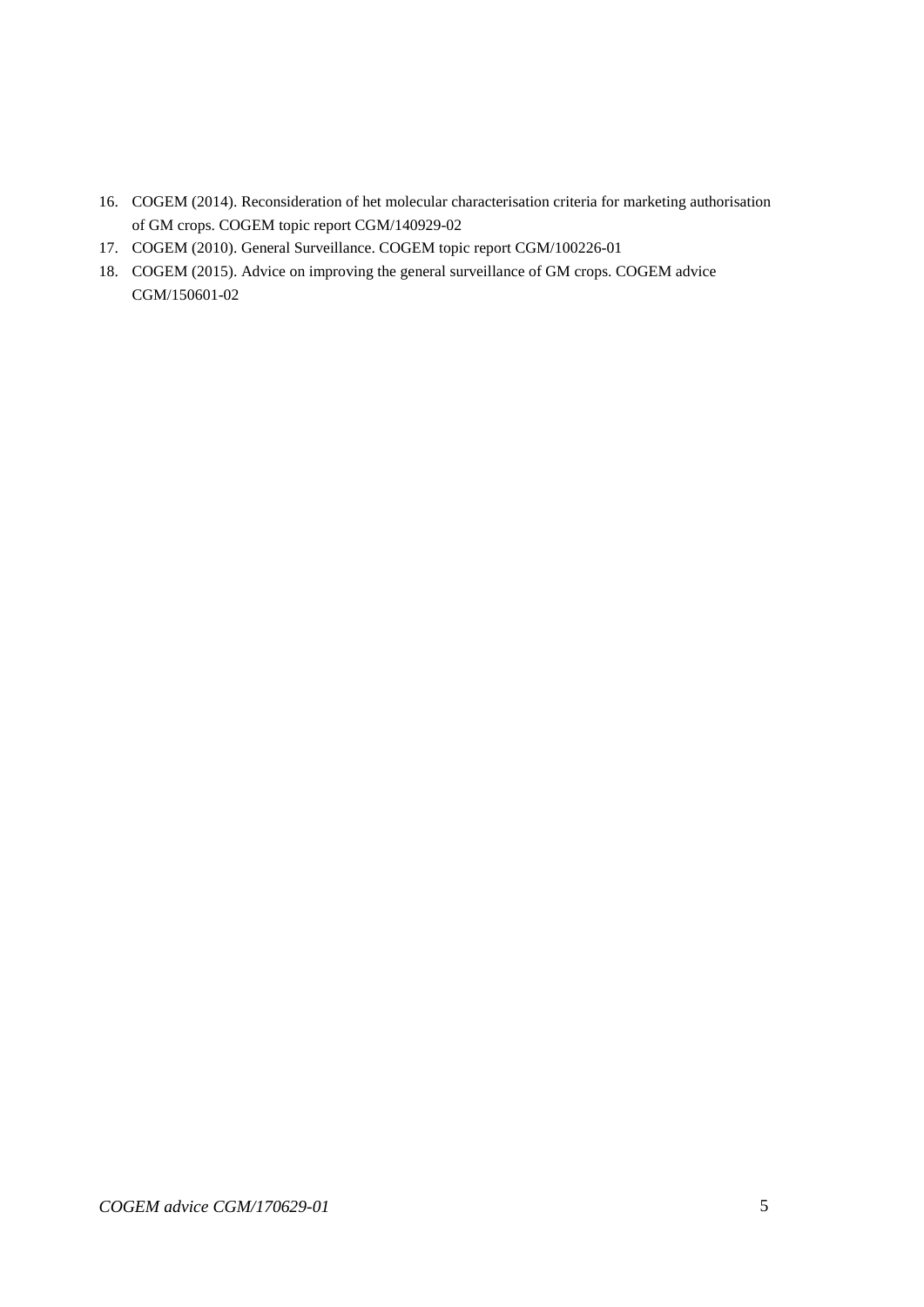16. COGEM (2014). Reconsideration of het molecular characterisation criteria for marketing authorisation of GM crops. COGEM topic report CGM/140929-02
17. COGEM (2010). General Surveillance. COGEM topic report CGM/100226-01
18. COGEM (2015). Advice on improving the general surveillance of GM crops. COGEM advice CGM/150601-02